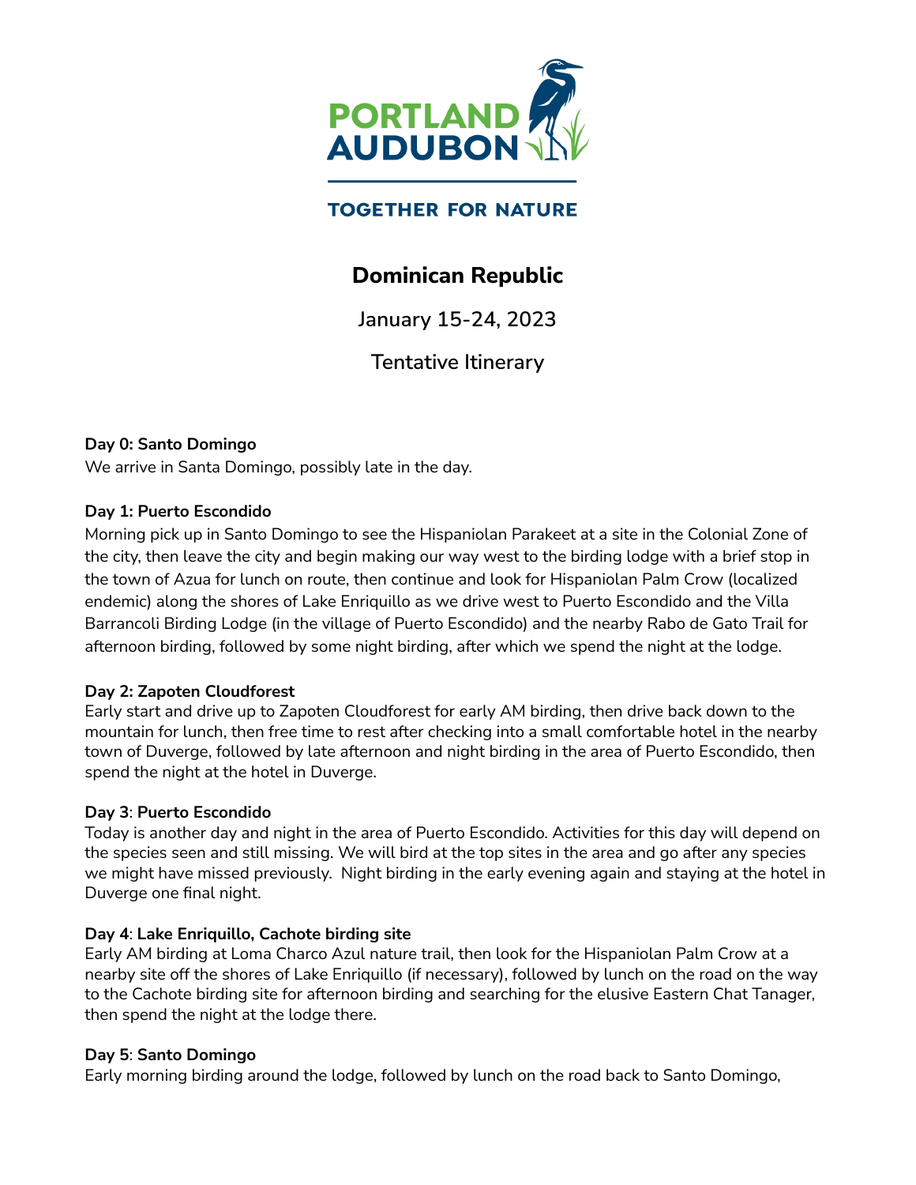PORTLAND AUDUBON

TOGETHER FOR NATURE

# Dominican Republic

January 15-24, 2023

Tentative Itinerary

**Day 0: Santo Domingo**
We arrive in Santa Domingo, possibly late in the day.

**Day 1: Puerto Escondido**
Morning pick up in Santo Domingo to see the Hispaniolan Parakeet at a site in the Colonial Zone of the city, then leave the city and begin making our way west to the birding lodge with a brief stop in the town of Azua for lunch on route, then continue and look for Hispaniolan Palm Crow (localized endemic) along the shores of Lake Enriquillo as we drive west to Puerto Escondido and the Villa Barrancoli Birding Lodge (in the village of Puerto Escondido) and the nearby Rabo de Gato Trail for afternoon birding, followed by some night birding, after which we spend the night at the lodge.

**Day 2: Zapoten Cloudforest**
Early start and drive up to Zapoten Cloudforest for early AM birding, then drive back down to the mountain for lunch, then free time to rest after checking into a small comfortable hotel in the nearby town of Duverge, followed by late afternoon and night birding in the area of Puerto Escondido, then spend the night at the hotel in Duverge.

**Day 3**: **Puerto Escondido**
Today is another day and night in the area of Puerto Escondido. Activities for this day will depend on the species seen and still missing. We will bird at the top sites in the area and go after any species we might have missed previously. Night birding in the early evening again and staying at the hotel in Duverge one final night.

**Day 4**: **Lake Enriquillo, Cachote birding site**
Early AM birding at Loma Charco Azul nature trail, then look for the Hispaniolan Palm Crow at a nearby site off the shores of Lake Enriquillo (if necessary), followed by lunch on the road on the way to the Cachote birding site for afternoon birding and searching for the elusive Eastern Chat Tanager, then spend the night at the lodge there.

**Day 5**: **Santo Domingo**
Early morning birding around the lodge, followed by lunch on the road back to Santo Domingo,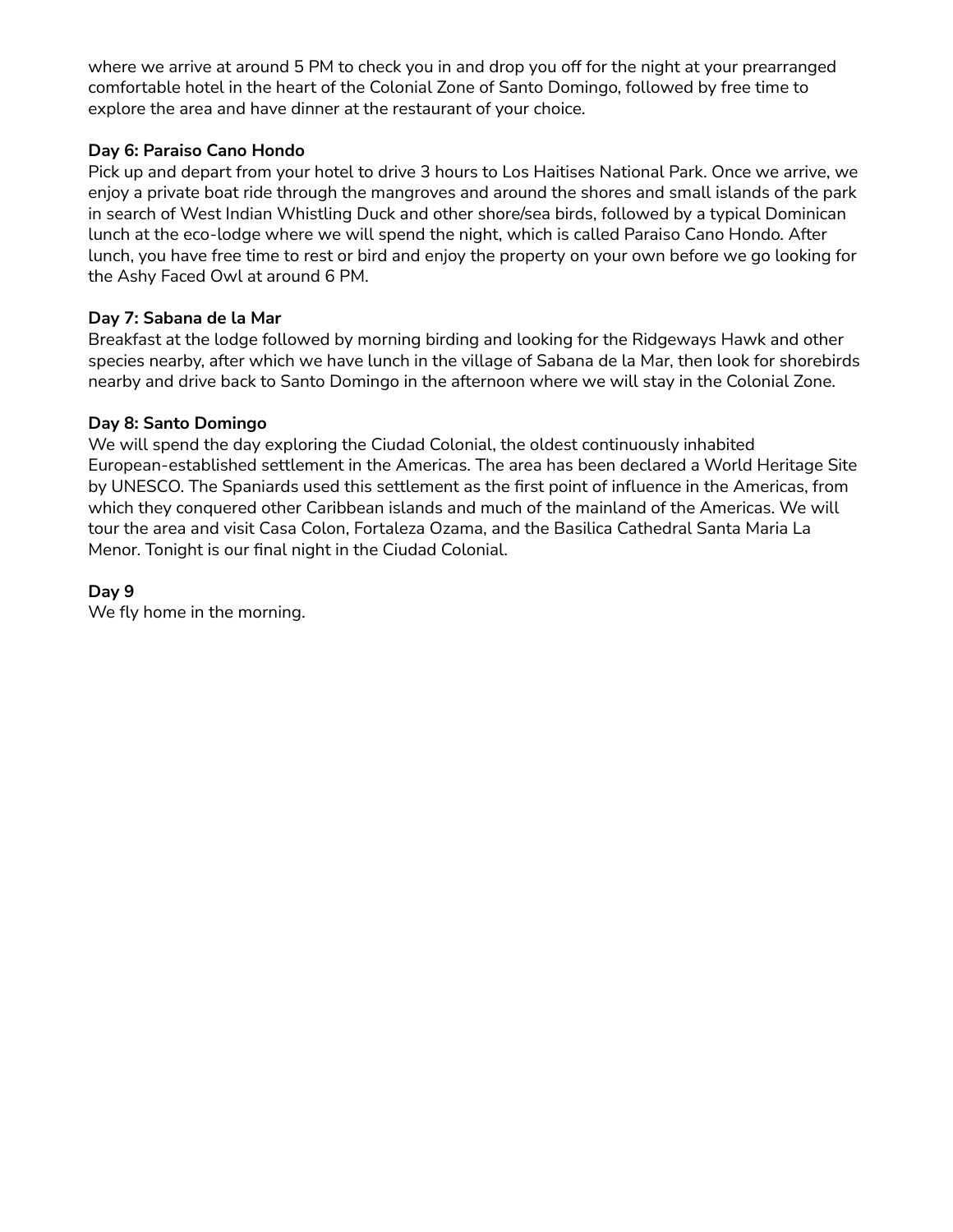where we arrive at around 5 PM to check you in and drop you off for the night at your prearranged comfortable hotel in the heart of the Colonial Zone of Santo Domingo, followed by free time to explore the area and have dinner at the restaurant of your choice.

**Day 6: Paraiso Cano Hondo**

Pick up and depart from your hotel to drive 3 hours to Los Haitises National Park. Once we arrive, we enjoy a private boat ride through the mangroves and around the shores and small islands of the park in search of West Indian Whistling Duck and other shore/sea birds, followed by a typical Dominican lunch at the eco-lodge where we will spend the night, which is called Paraiso Cano Hondo. After lunch, you have free time to rest or bird and enjoy the property on your own before we go looking for the Ashy Faced Owl at around 6 PM.

**Day 7: Sabana de la Mar**

Breakfast at the lodge followed by morning birding and looking for the Ridgeways Hawk and other species nearby, after which we have lunch in the village of Sabana de la Mar, then look for shorebirds nearby and drive back to Santo Domingo in the afternoon where we will stay in the Colonial Zone.

**Day 8: Santo Domingo**

We will spend the day exploring the Ciudad Colonial, the oldest continuously inhabited European-established settlement in the Americas. The area has been declared a World Heritage Site by UNESCO. The Spaniards used this settlement as the first point of influence in the Americas, from which they conquered other Caribbean islands and much of the mainland of the Americas. We will tour the area and visit Casa Colon, Fortaleza Ozama, and the Basilica Cathedral Santa Maria La Menor. Tonight is our final night in the Ciudad Colonial.

**Day 9**

We fly home in the morning.